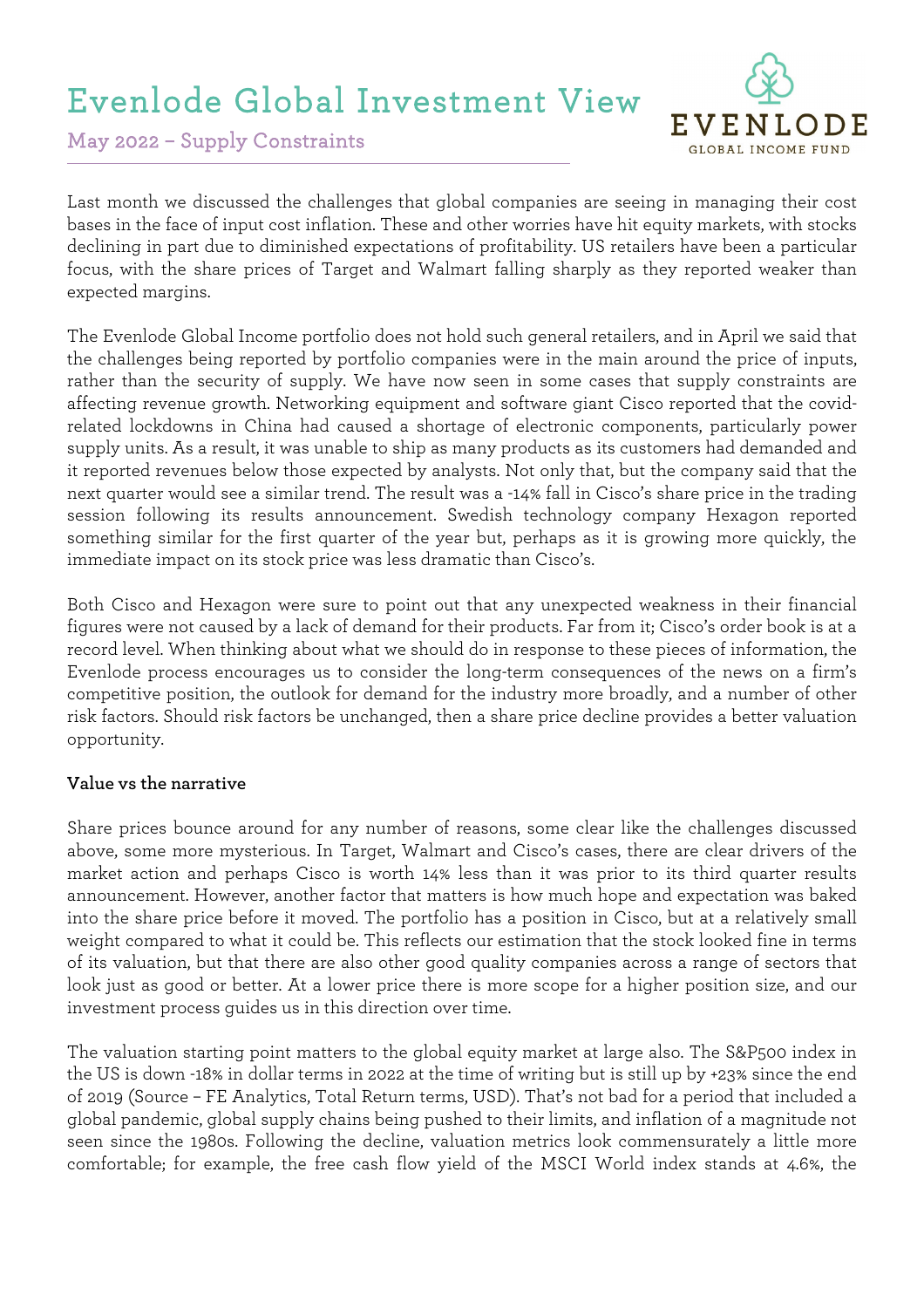# Evenlode Global Investment View

## May 2022 – Supply Constraints

Last month we discussed the challenges that global companies are seeing in managing their cost bases in the face of input cost inflation. These and other worries have hit equity markets, with stocks declining in part due to diminished expectations of profitability. US retailers have been a particular focus, with the share prices of Target and Walmart falling sharply as they reported weaker than expected margins.

The Evenlode Global Income portfolio does not hold such general retailers, and in April we said that the challenges being reported by portfolio companies were in the main around the price of inputs, rather than the security of supply. We have now seen in some cases that supply constraints are affecting revenue growth. Networking equipment and software giant Cisco reported that the covid-related lockdowns in China had caused a shortage of electronic components, particularly power supply units. As a result, it was unable to ship as many products as its customers had demanded and it reported revenues below those expected by analysts. Not only that, but the company said that the next quarter would see a similar trend. The result was a -14% fall in Cisco's share price in the trading session following its results announcement. Swedish technology company Hexagon reported something similar for the first quarter of the year but, perhaps as it is growing more quickly, the immediate impact on its stock price was less dramatic than Cisco's.

Both Cisco and Hexagon were sure to point out that any unexpected weakness in their financial figures were not caused by a lack of demand for their products. Far from it; Cisco's order book is at a record level. When thinking about what we should do in response to these pieces of information, the Evenlode process encourages us to consider the long-term consequences of the news on a firm's competitive position, the outlook for demand for the industry more broadly, and a number of other risk factors. Should risk factors be unchanged, then a share price decline provides a better valuation opportunity.

**Value vs the narrative**

Share prices bounce around for any number of reasons, some clear like the challenges discussed above, some more mysterious. In Target, Walmart and Cisco's cases, there are clear drivers of the market action and perhaps Cisco is worth 14% less than it was prior to its third quarter results announcement. However, another factor that matters is how much hope and expectation was baked into the share price before it moved. The portfolio has a position in Cisco, but at a relatively small weight compared to what it could be. This reflects our estimation that the stock looked fine in terms of its valuation, but that there are also other good quality companies across a range of sectors that look just as good or better. At a lower price there is more scope for a higher position size, and our investment process guides us in this direction over time.

The valuation starting point matters to the global equity market at large also. The S&P500 index in the US is down -18% in dollar terms in 2022 at the time of writing but is still up by +23% since the end of 2019 (Source – FE Analytics, Total Return terms, USD). That's not bad for a period that included a global pandemic, global supply chains being pushed to their limits, and inflation of a magnitude not seen since the 1980s. Following the decline, valuation metrics look commensurately a little more comfortable; for example, the free cash flow yield of the MSCI World index stands at 4.6%, the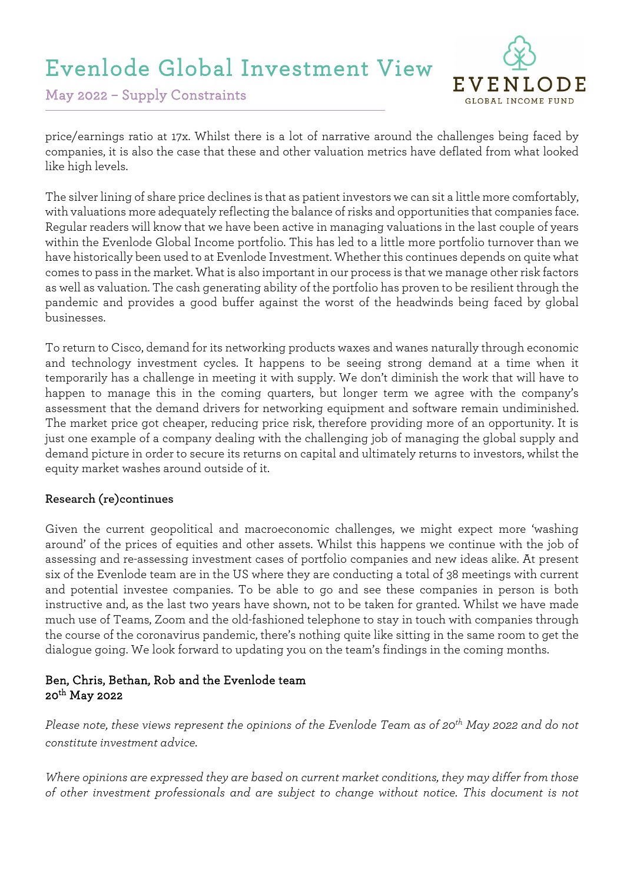price/earnings ratio at 17x. Whilst there is a lot of narrative around the challenges being faced by companies, it is also the case that these and other valuation metrics have deflated from what looked like high levels.

The silver lining of share price declines is that as patient investors we can sit a little more comfortably, with valuations more adequately reflecting the balance of risks and opportunities that companies face. Regular readers will know that we have been active in managing valuations in the last couple of years within the Evenlode Global Income portfolio. This has led to a little more portfolio turnover than we have historically been used to at Evenlode Investment. Whether this continues depends on quite what comes to pass in the market. What is also important in our process is that we manage other risk factors as well as valuation. The cash generating ability of the portfolio has proven to be resilient through the pandemic and provides a good buffer against the worst of the headwinds being faced by global businesses.

To return to Cisco, demand for its networking products waxes and wanes naturally through economic and technology investment cycles. It happens to be seeing strong demand at a time when it temporarily has a challenge in meeting it with supply. We don't diminish the work that will have to happen to manage this in the coming quarters, but longer term we agree with the company's assessment that the demand drivers for networking equipment and software remain undiminished. The market price got cheaper, reducing price risk, therefore providing more of an opportunity. It is just one example of a company dealing with the challenging job of managing the global supply and demand picture in order to secure its returns on capital and ultimately returns to investors, whilst the equity market washes around outside of it.

**Research (re)continues**

Given the current geopolitical and macroeconomic challenges, we might expect more 'washing around' of the prices of equities and other assets. Whilst this happens we continue with the job of assessing and re-assessing investment cases of portfolio companies and new ideas alike. At present six of the Evenlode team are in the US where they are conducting a total of 38 meetings with current and potential investee companies. To be able to go and see these companies in person is both instructive and, as the last two years have shown, not to be taken for granted. Whilst we have made much use of Teams, Zoom and the old-fashioned telephone to stay in touch with companies through the course of the coronavirus pandemic, there's nothing quite like sitting in the same room to get the dialogue going. We look forward to updating you on the team's findings in the coming months.

**Ben, Chris, Bethan, Rob and the Evenlode team**
**20th May 2022**

*Please note, these views represent the opinions of the Evenlode Team as of 20th May 2022 and do not constitute investment advice.*

*Where opinions are expressed they are based on current market conditions, they may differ from those of other investment professionals and are subject to change without notice. This document is not*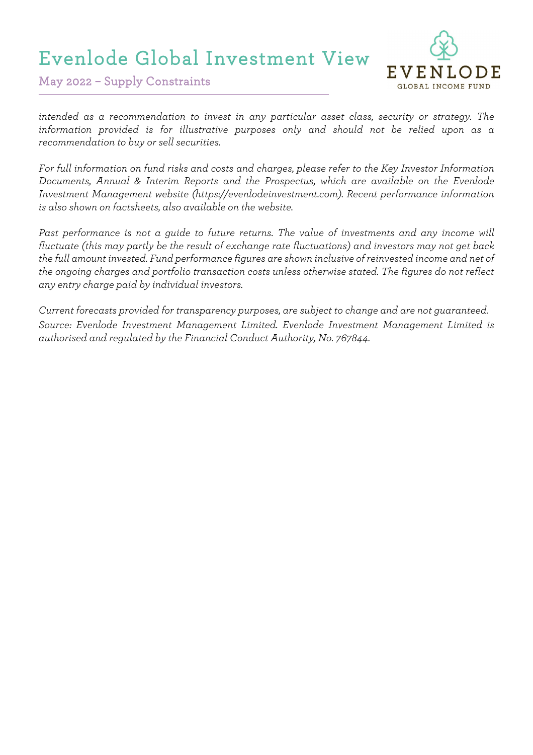*intended as a recommendation to invest in any particular asset class, security or strategy. The information provided is for illustrative purposes only and should not be relied upon as a recommendation to buy or sell securities.*

*For full information on fund risks and costs and charges, please refer to the Key Investor Information Documents, Annual & Interim Reports and the Prospectus, which are available on the Evenlode Investment Management website (https://evenlodeinvestment.com). Recent performance information is also shown on factsheets, also available on the website.*

*Past performance is not a guide to future returns. The value of investments and any income will fluctuate (this may partly be the result of exchange rate fluctuations) and investors may not get back the full amount invested. Fund performance figures are shown inclusive of reinvested income and net of the ongoing charges and portfolio transaction costs unless otherwise stated. The figures do not reflect any entry charge paid by individual investors.*

*Current forecasts provided for transparency purposes, are subject to change and are not guaranteed. Source: Evenlode Investment Management Limited. Evenlode Investment Management Limited is authorised and regulated by the Financial Conduct Authority, No. 767844.*